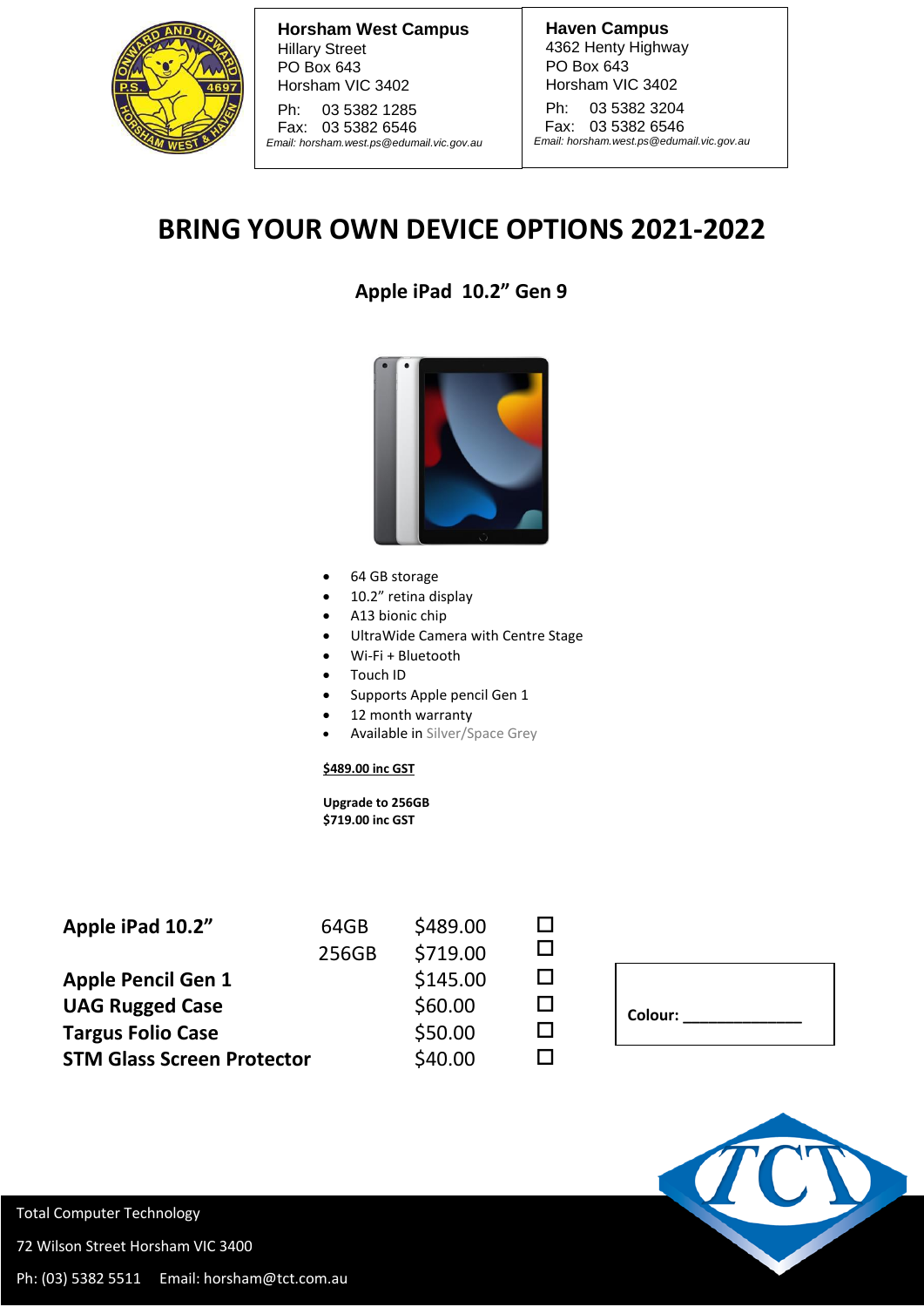**Horsham West Campus**
Hillary Street
PO Box 643
Horsham VIC 3402
Ph: 03 5382 1285
Fax: 03 5382 6546
*Email: horsham.west.ps@edumail.vic.gov.au*

**Haven Campus**
4362 Henty Highway
PO Box 643
Horsham VIC 3402
Ph: 03 5382 3204
Fax: 03 5382 6546
*Email: horsham.west.ps@edumail.vic.gov.au*

# BRING YOUR OWN DEVICE OPTIONS 2021-2022

## Apple iPad 10.2" Gen 9

- 64 GB storage
- 10.2" retina display
- A13 bionic chip
- UltraWide Camera with Centre Stage
- Wi-Fi + Bluetooth
- Touch ID
- Supports Apple pencil Gen 1
- 12 month warranty
- Available in Silver/Space Grey

**$489.00 inc GST**

**Upgrade to 256GB**
**$719.00 inc GST**

| Item | Option | Price | Select |
|---|---|---|---|
| **Apple iPad 10.2"** | 64GB | $489.00 | ☐ |
| | 256GB | $719.00 | ☐ |
| **Apple Pencil Gen 1** | | $145.00 | ☐ |
| **UAG Rugged Case** | | $60.00 | ☐ |
| **Targus Folio Case** | | $50.00 | ☐ |
| **STM Glass Screen Protector** | | $40.00 | ☐ |

**Colour:** ______________

Total Computer Technology
72 Wilson Street Horsham VIC 3400
Ph: (03) 5382 5511 Email: horsham@tct.com.au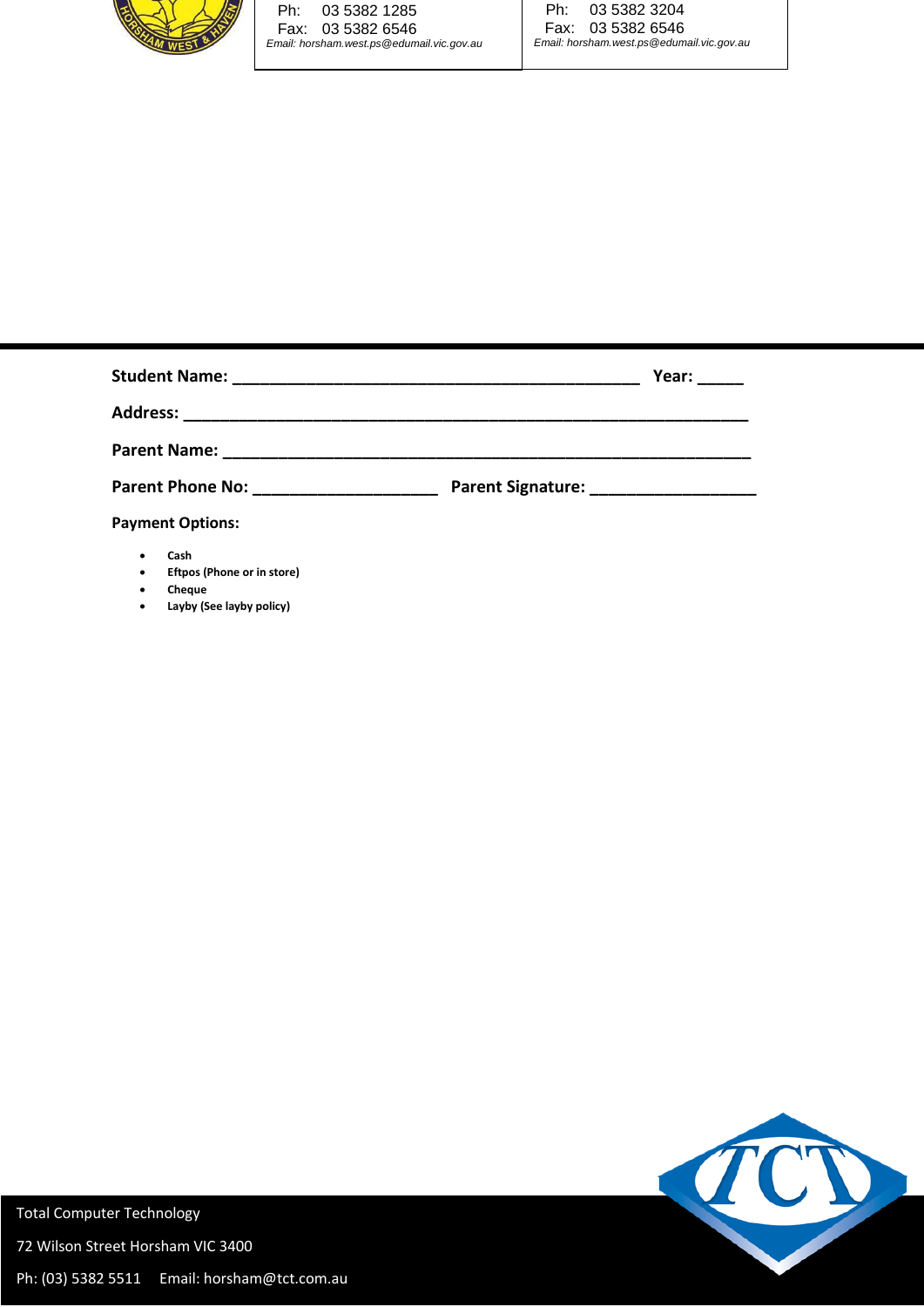Ph: 03 5382 1285
Fax: 03 5382 6546
*Email: horsham.west.ps@edumail.vic.gov.au*

Ph: 03 5382 3204
Fax: 03 5382 6546
*Email: horsham.west.ps@edumail.vic.gov.au*

**Student Name:** ____________________________________________ **Year:** _____

**Address:** ______________________________________________________________

**Parent Name:** __________________________________________________________

**Parent Phone No:** ____________________ **Parent Signature:** __________________

**Payment Options:**

- **Cash**
- **Eftpos (Phone or in store)**
- **Cheque**
- **Layby (See layby policy)**

Total Computer Technology

72 Wilson Street Horsham VIC 3400

Ph: (03) 5382 5511 Email: horsham@tct.com.au